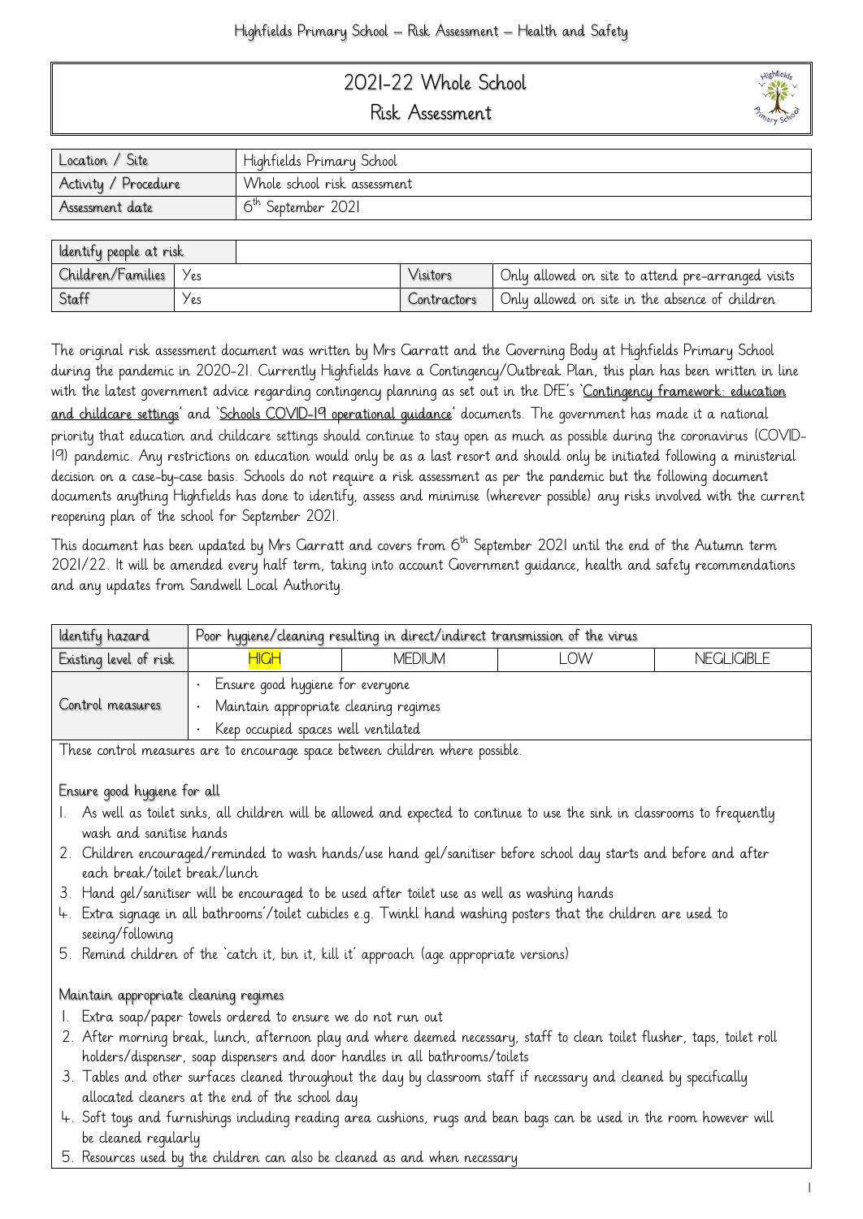# 2021-22 Whole School Risk Assessment

| Location / Site | Highfields Primary School |
| --- | --- |
| Activity / Procedure | Whole school risk assessment |
| Assessment date | 6th September 2021 |

| Identify people at risk | | | |
| --- | --- | --- | --- |
| Children/Families | Yes | Visitors | Only allowed on site to attend pre-arranged visits |
| Staff | Yes | Contractors | Only allowed on site in the absence of children |

The original risk assessment document was written by Mrs Garratt and the Governing Body at Highfields Primary School during the pandemic in 2020-21. Currently Highfields have a Contingency/Outbreak Plan, this plan has been written in line with the latest government advice regarding contingency planning as set out in the DfE's '<u>Contingency framework: education and childcare settings</u>' and '<u>Schools COVID-19 operational guidance</u>' documents. The government has made it a national priority that education and childcare settings should continue to stay open as much as possible during the coronavirus (COVID-19) pandemic. Any restrictions on education would only be as a last resort and should only be initiated following a ministerial decision on a case-by-case basis. Schools do not require a risk assessment as per the pandemic but the following document documents anything Highfields has done to identify, assess and minimise (wherever possible) any risks involved with the current reopening plan of the school for September 2021.

This document has been updated by Mrs Garratt and covers from 6th September 2021 until the end of the Autumn term 2021/22. It will be amended every half term, taking into account Government guidance, health and safety recommendations and any updates from Sandwell Local Authority.

| Identify hazard | Poor hygiene/cleaning resulting in direct/indirect transmission of the virus | | | |
| --- | --- | --- | --- | --- |
| Existing level of risk | **HIGH** | MEDIUM | LOW | NEGLIGIBLE |
| Control measures | • Ensure good hygiene for everyone<br>• Maintain appropriate cleaning regimes<br>• Keep occupied spaces well ventilated | | | |

These control measures are to encourage space between children where possible.

**Ensure good hygiene for all**

1. As well as toilet sinks, all children will be allowed and expected to continue to use the sink in classrooms to frequently wash and sanitise hands
2. Children encouraged/reminded to wash hands/use hand gel/sanitiser before school day starts and before and after each break/toilet break/lunch
3. Hand gel/sanitiser will be encouraged to be used after toilet use as well as washing hands
4. Extra signage in all bathrooms'/toilet cubicles e.g. Twinkl hand washing posters that the children are used to seeing/following
5. Remind children of the 'catch it, bin it, kill it' approach (age appropriate versions)

**Maintain appropriate cleaning regimes**

1. Extra soap/paper towels ordered to ensure we do not run out
2. After morning break, lunch, afternoon play and where deemed necessary, staff to clean toilet flusher, taps, toilet roll holders/dispenser, soap dispensers and door handles in all bathrooms/toilets
3. Tables and other surfaces cleaned throughout the day by classroom staff if necessary and cleaned by specifically allocated cleaners at the end of the school day
4. Soft toys and furnishings including reading area cushions, rugs and bean bags can be used in the room however will be cleaned regularly
5. Resources used by the children can also be cleaned as and when necessary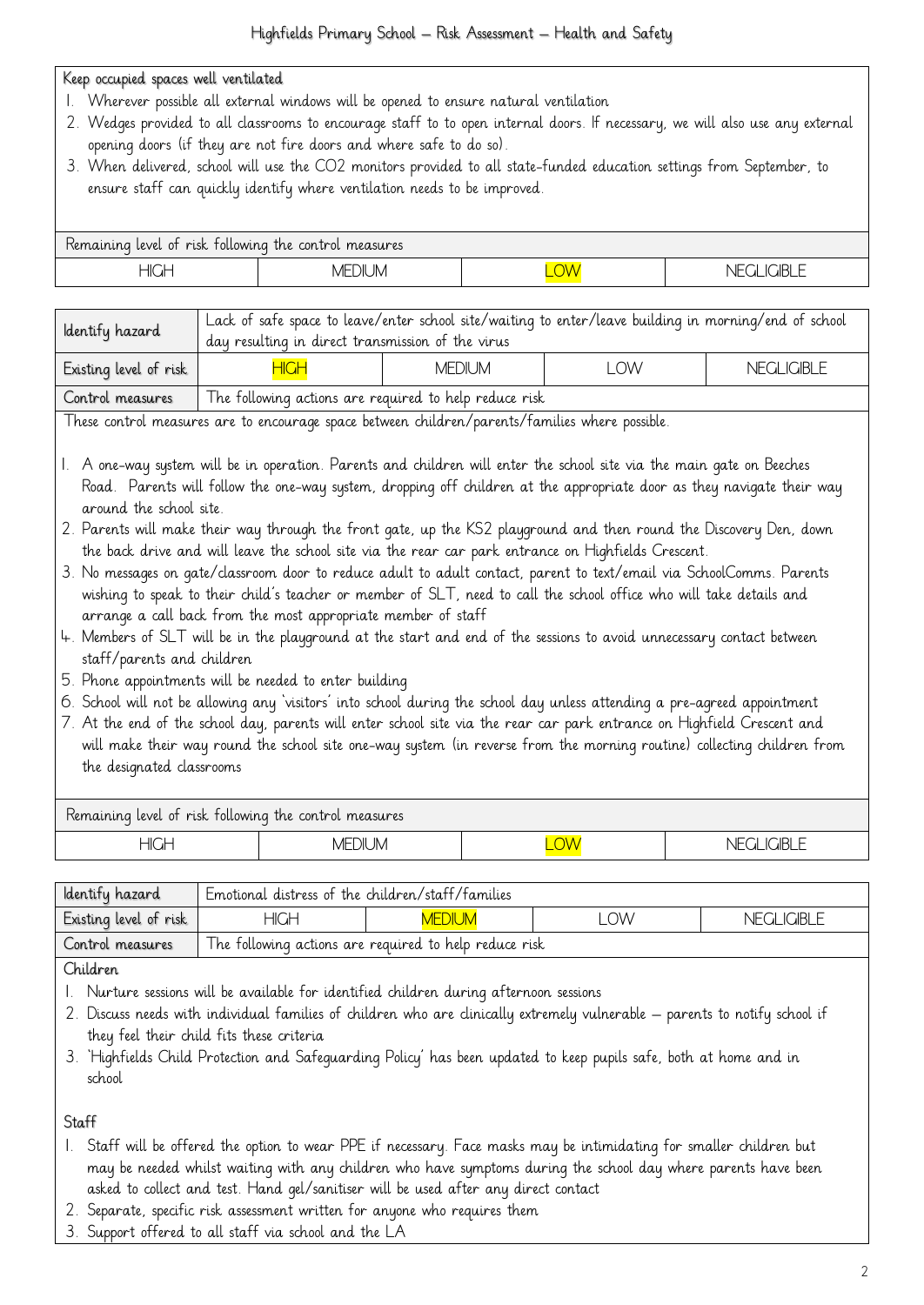Keep occupied spaces well ventilated

1. Wherever possible all external windows will be opened to ensure natural ventilation
2. Wedges provided to all classrooms to encourage staff to to open internal doors. If necessary, we will also use any external opening doors (if they are not fire doors and where safe to do so).
3. When delivered, school will use the $CO_2$ monitors provided to all state-funded education settings from September, to ensure staff can quickly identify where ventilation needs to be improved.

| Remaining level of risk following the control measures | | | |
|---|---|---|---|
| HIGH | MEDIUM | **LOW** | NEGLIGIBLE |

| Identify hazard | Lack of safe space to leave/enter school site/waiting to enter/leave building in morning/end of school day resulting in direct transmission of the virus | | | |
|---|---|---|---|---|
| Existing level of risk | **HIGH** | MEDIUM | LOW | NEGLIGIBLE |
| Control measures | The following actions are required to help reduce risk | | | |

These control measures are to encourage space between children/parents/families where possible.

1. A one-way system will be in operation. Parents and children will enter the school site via the main gate on Beeches Road. Parents will follow the one-way system, dropping off children at the appropriate door as they navigate their way around the school site.
2. Parents will make their way through the front gate, up the KS2 playground and then round the Discovery Den, down the back drive and will leave the school site via the rear car park entrance on Highfields Crescent.
3. No messages on gate/classroom door to reduce adult to adult contact, parent to text/email via SchoolComms. Parents wishing to speak to their child's teacher or member of SLT, need to call the school office who will take details and arrange a call back from the most appropriate member of staff
4. Members of SLT will be in the playground at the start and end of the sessions to avoid unnecessary contact between staff/parents and children
5. Phone appointments will be needed to enter building
6. School will not be allowing any 'visitors' into school during the school day unless attending a pre-agreed appointment
7. At the end of the school day, parents will enter school site via the rear car park entrance on Highfield Crescent and will make their way round the school site one-way system (in reverse from the morning routine) collecting children from the designated classrooms

| Remaining level of risk following the control measures | | | |
|---|---|---|---|
| HIGH | MEDIUM | **LOW** | NEGLIGIBLE |

| Identify hazard | Emotional distress of the children/staff/families | | | |
|---|---|---|---|---|
| Existing level of risk | HIGH | **MEDIUM** | LOW | NEGLIGIBLE |
| Control measures | The following actions are required to help reduce risk | | | |

Children

1. Nurture sessions will be available for identified children during afternoon sessions
2. Discuss needs with individual families of children who are clinically extremely vulnerable – parents to notify school if they feel their child fits these criteria
3. 'Highfields Child Protection and Safeguarding Policy' has been updated to keep pupils safe, both at home and in school

Staff

1. Staff will be offered the option to wear PPE if necessary. Face masks may be intimidating for smaller children but may be needed whilst waiting with any children who have symptoms during the school day where parents have been asked to collect and test. Hand gel/sanitiser will be used after any direct contact
2. Separate, specific risk assessment written for anyone who requires them
3. Support offered to all staff via school and the LA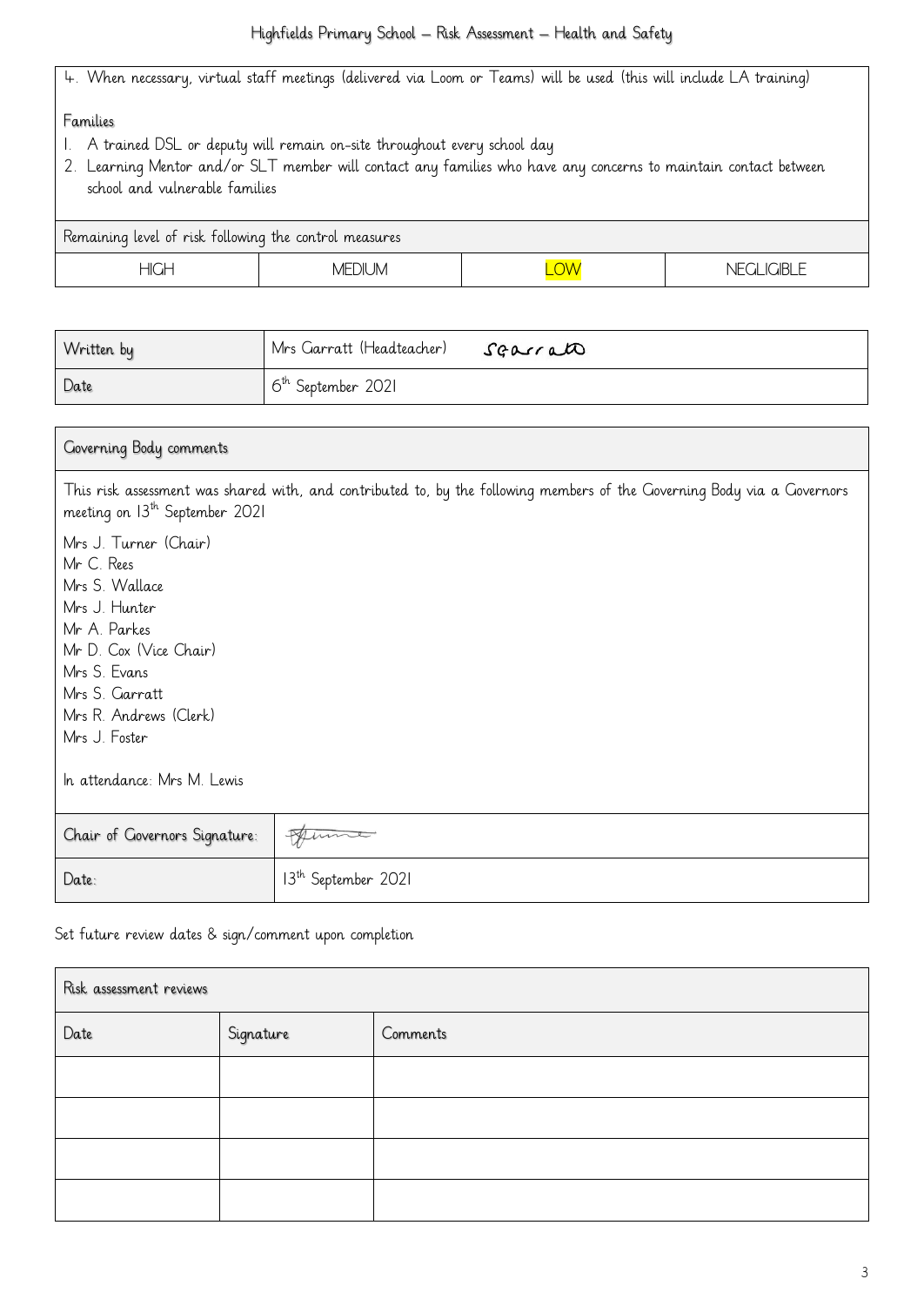4. When necessary, virtual staff meetings (delivered via Loom or Teams) will be used (this will include LA training)

Families

1. A trained DSL or deputy will remain on-site throughout every school day
2. Learning Mentor and/or SLT member will contact any families who have any concerns to maintain contact between school and vulnerable families

| Remaining level of risk following the control measures | | | |
|---|---|---|---|
| HIGH | MEDIUM | LOW | NEGLIGIBLE |

| | |
|---|---|
| Written by | Mrs Garratt (Headteacher) SGarratt |
| Date | 6th September 2021 |

**Governing Body comments**

This risk assessment was shared with, and contributed to, by the following members of the Governing Body via a Governors meeting on 13th September 2021

Mrs J. Turner (Chair)
Mr C. Rees
Mrs S. Wallace
Mrs J. Hunter
Mr A. Parkes
Mr D. Cox (Vice Chair)
Mrs S. Evans
Mrs S. Garratt
Mrs R. Andrews (Clerk)
Mrs J. Foster

In attendance: Mrs M. Lewis

| | |
|---|---|
| Chair of Governors Signature: | [signature] |
| Date: | 13th September 2021 |

Set future review dates & sign/comment upon completion

| Risk assessment reviews | | |
|---|---|---|
| Date | Signature | Comments |
| | | |
| | | |
| | | |
| | | |